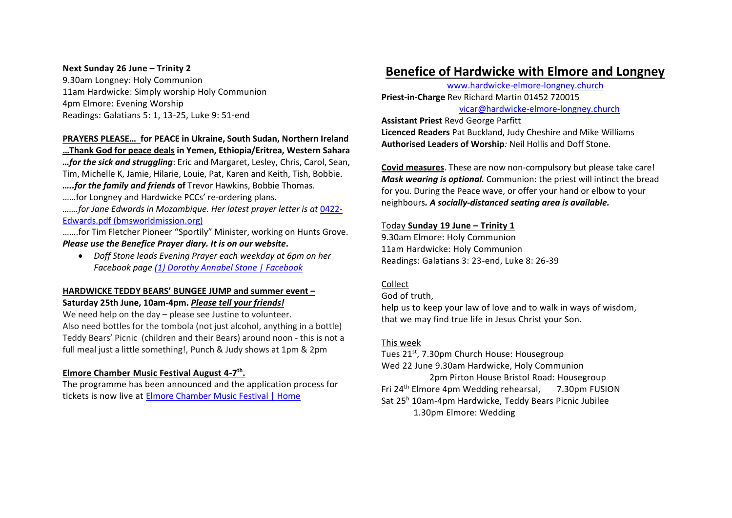**Next Sunday 26 June – Trinity 2**

9.30am Longney: Holy Communion
11am Hardwicke: Simply worship Holy Communion
4pm Elmore: Evening Worship
Readings: Galatians 5: 1, 13-25, Luke 9: 51-end

**PRAYERS PLEASE… for PEACE in Ukraine, South Sudan, Northern Ireland**
**…Thank God for peace deals in Yemen, Ethiopia/Eritrea, Western Sahara**
***…for the sick and struggling***: Eric and Margaret, Lesley, Chris, Carol, Sean, Tim, Michelle K, Jamie, Hilarie, Louie, Pat, Karen and Keith, Tish, Bobbie.
***…..for the family and friends*** **of** Trevor Hawkins, Bobbie Thomas.
……for Longney and Hardwicke PCCs' re-ordering plans.
…….*for Jane Edwards in Mozambique. Her latest prayer letter is at* [0422-Edwards.pdf (bmsworldmission.org)]
…….for Tim Fletcher Pioneer "Sportily" Minister, working on Hunts Grove.
***Please use the Benefice Prayer diary. It is on our website*.**

- *Doff Stone leads Evening Prayer each weekday at 6pm on her Facebook page [(1) Dorothy Annabel Stone | Facebook]*

**HARDWICKE TEDDY BEARS' BUNGEE JUMP and summer event – Saturday 25th June, 10am-4pm. *Please tell your friends!***

We need help on the day – please see Justine to volunteer.
Also need bottles for the tombola (not just alcohol, anything in a bottle)
Teddy Bears' Picnic (children and their Bears) around noon - this is not a full meal just a little something!, Punch & Judy shows at 1pm & 2pm

**Elmore Chamber Music Festival August 4-7th.**

The programme has been announced and the application process for tickets is now live at [Elmore Chamber Music Festival | Home]

# Benefice of Hardwicke with Elmore and Longney

www.hardwicke-elmore-longney.church
**Priest-in-Charge** Rev Richard Martin 01452 720015
vicar@hardwicke-elmore-longney.church
**Assistant Priest** Revd George Parfitt
**Licenced Readers** Pat Buckland, Judy Cheshire and Mike Williams
**Authorised Leaders of Worship***:* Neil Hollis and Doff Stone.

**Covid measures**. These are now non-compulsory but please take care! ***Mask wearing is optional.*** Communion: the priest will intinct the bread for you. During the Peace wave, or offer your hand or elbow to your neighbours***. A socially-distanced seating area is available.***

Today **Sunday 19 June – Trinity 1**

9.30am Elmore: Holy Communion
11am Hardwicke: Holy Communion
Readings: Galatians 3: 23-end, Luke 8: 26-39

Collect

God of truth,
help us to keep your law of love and to walk in ways of wisdom,
that we may find true life in Jesus Christ your Son.

This week

Tues 21st, 7.30pm Church House: Housegroup
Wed 22 June 9.30am Hardwicke, Holy Communion
2pm Pirton House Bristol Road: Housegroup
Fri 24th Elmore 4pm Wedding rehearsal, 7.30pm FUSION
Sat 25h 10am-4pm Hardwicke, Teddy Bears Picnic Jubilee
1.30pm Elmore: Wedding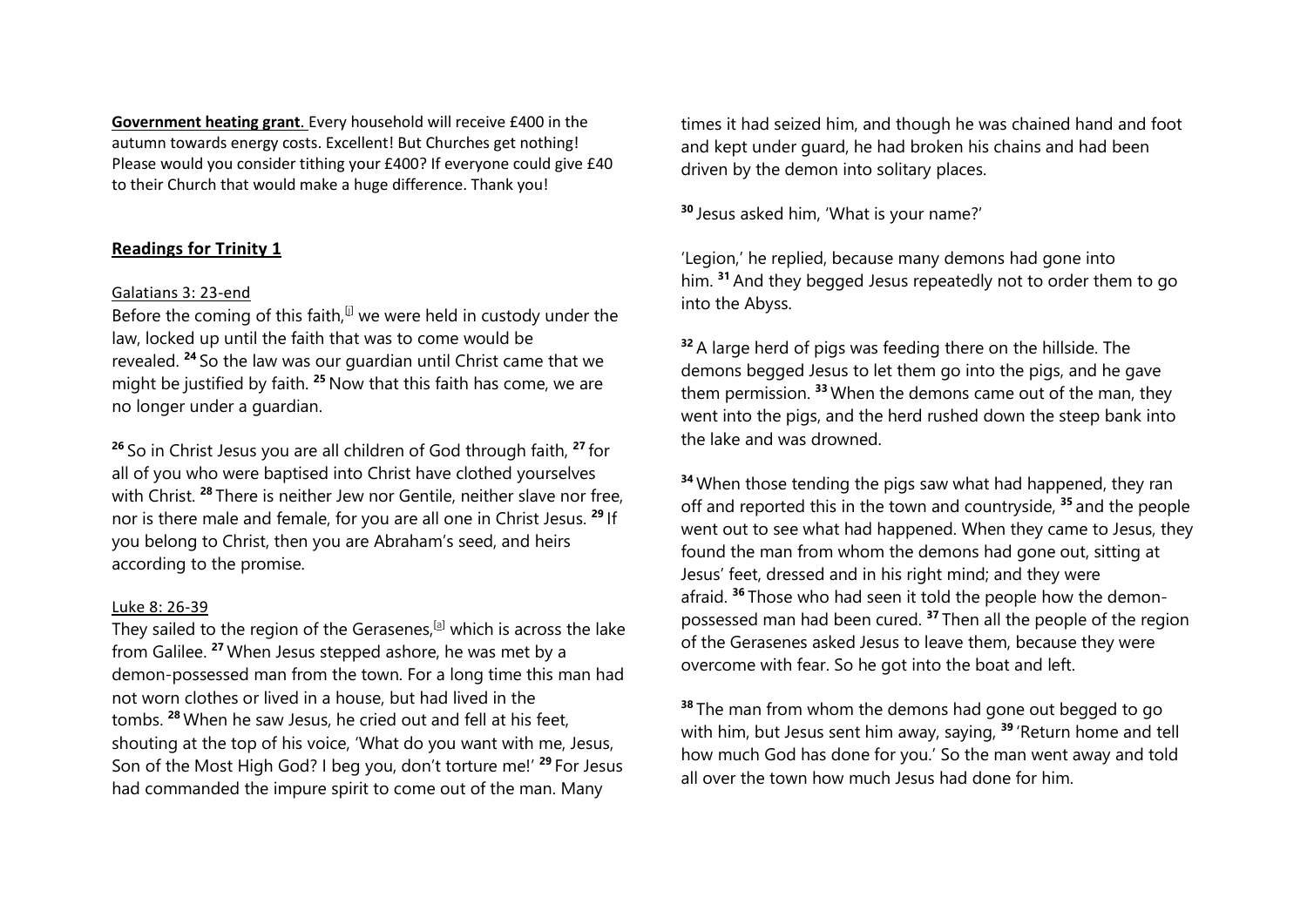**Government heating grant**. Every household will receive £400 in the autumn towards energy costs. Excellent! But Churches get nothing! Please would you consider tithing your £400? If everyone could give £40 to their Church that would make a huge difference. Thank you!

## Readings for Trinity 1

### Galatians 3: 23-end

Before the coming of this faith,[i] we were held in custody under the law, locked up until the faith that was to come would be revealed. [24] So the law was our guardian until Christ came that we might be justified by faith. [25] Now that this faith has come, we are no longer under a guardian.

[26] So in Christ Jesus you are all children of God through faith, [27] for all of you who were baptised into Christ have clothed yourselves with Christ. [28] There is neither Jew nor Gentile, neither slave nor free, nor is there male and female, for you are all one in Christ Jesus. [29] If you belong to Christ, then you are Abraham's seed, and heirs according to the promise.

### Luke 8: 26-39

They sailed to the region of the Gerasenes,[a] which is across the lake from Galilee. [27] When Jesus stepped ashore, he was met by a demon-possessed man from the town. For a long time this man had not worn clothes or lived in a house, but had lived in the tombs. [28] When he saw Jesus, he cried out and fell at his feet, shouting at the top of his voice, 'What do you want with me, Jesus, Son of the Most High God? I beg you, don't torture me!' [29] For Jesus had commanded the impure spirit to come out of the man. Many times it had seized him, and though he was chained hand and foot and kept under guard, he had broken his chains and had been driven by the demon into solitary places.

[30] Jesus asked him, 'What is your name?'

'Legion,' he replied, because many demons had gone into him. [31] And they begged Jesus repeatedly not to order them to go into the Abyss.

[32] A large herd of pigs was feeding there on the hillside. The demons begged Jesus to let them go into the pigs, and he gave them permission. [33] When the demons came out of the man, they went into the pigs, and the herd rushed down the steep bank into the lake and was drowned.

[34] When those tending the pigs saw what had happened, they ran off and reported this in the town and countryside, [35] and the people went out to see what had happened. When they came to Jesus, they found the man from whom the demons had gone out, sitting at Jesus' feet, dressed and in his right mind; and they were afraid. [36] Those who had seen it told the people how the demon-possessed man had been cured. [37] Then all the people of the region of the Gerasenes asked Jesus to leave them, because they were overcome with fear. So he got into the boat and left.

[38] The man from whom the demons had gone out begged to go with him, but Jesus sent him away, saying, [39] 'Return home and tell how much God has done for you.' So the man went away and told all over the town how much Jesus had done for him.